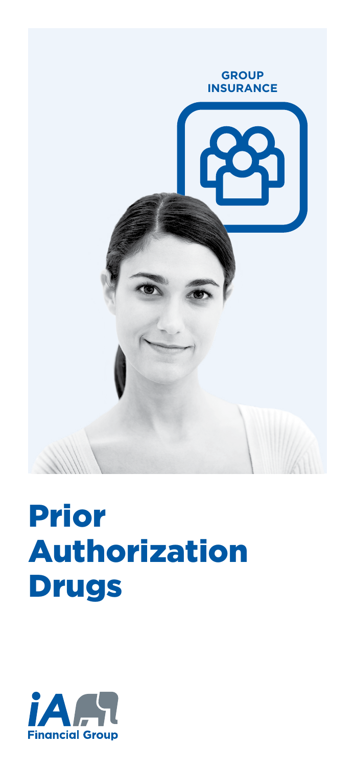GROUP INSURANCE

# Prior Authorization Drugs

iA Financial Group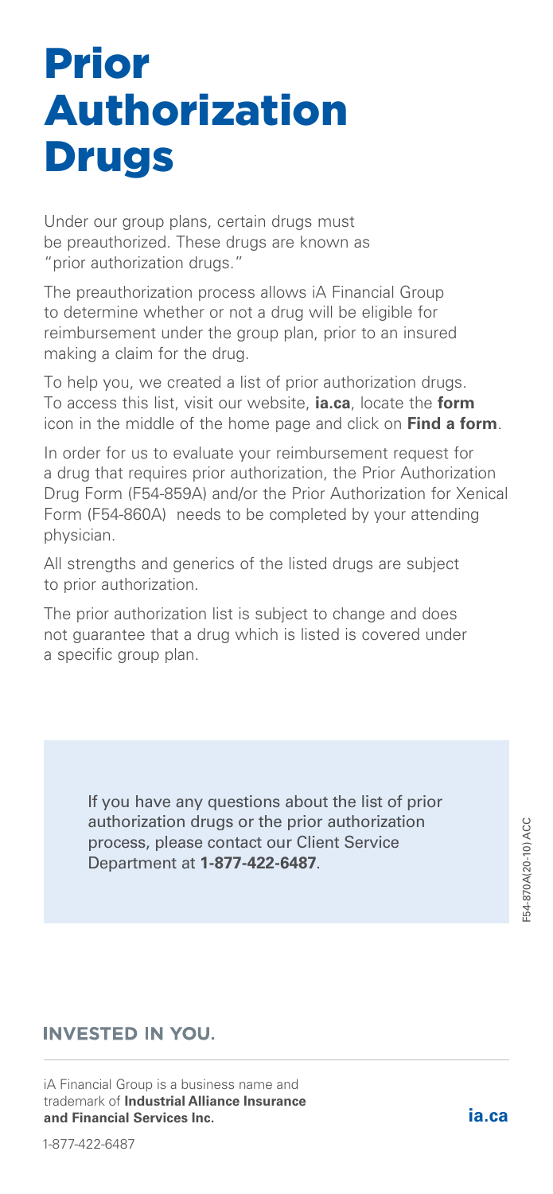# Prior Authorization Drugs

Under our group plans, certain drugs must be preauthorized. These drugs are known as "prior authorization drugs."

The preauthorization process allows iA Financial Group to determine whether or not a drug will be eligible for reimbursement under the group plan, prior to an insured making a claim for the drug.

To help you, we created a list of prior authorization drugs. To access this list, visit our website, **ia.ca**, locate the **form** icon in the middle of the home page and click on **Find a form**.

In order for us to evaluate your reimbursement request for a drug that requires prior authorization, the Prior Authorization Drug Form (F54-859A) and/or the Prior Authorization for Xenical Form (F54-860A) needs to be completed by your attending physician.

All strengths and generics of the listed drugs are subject to prior authorization.

The prior authorization list is subject to change and does not guarantee that a drug which is listed is covered under a specific group plan.

If you have any questions about the list of prior authorization drugs or the prior authorization process, please contact our Client Service Department at **1-877-422-6487**.

F54-870A(20-10) ACC

**INVESTED IN YOU.**

iA Financial Group is a business name and trademark of **Industrial Alliance Insurance and Financial Services Inc.**

**ia.ca**

1-877-422-6487